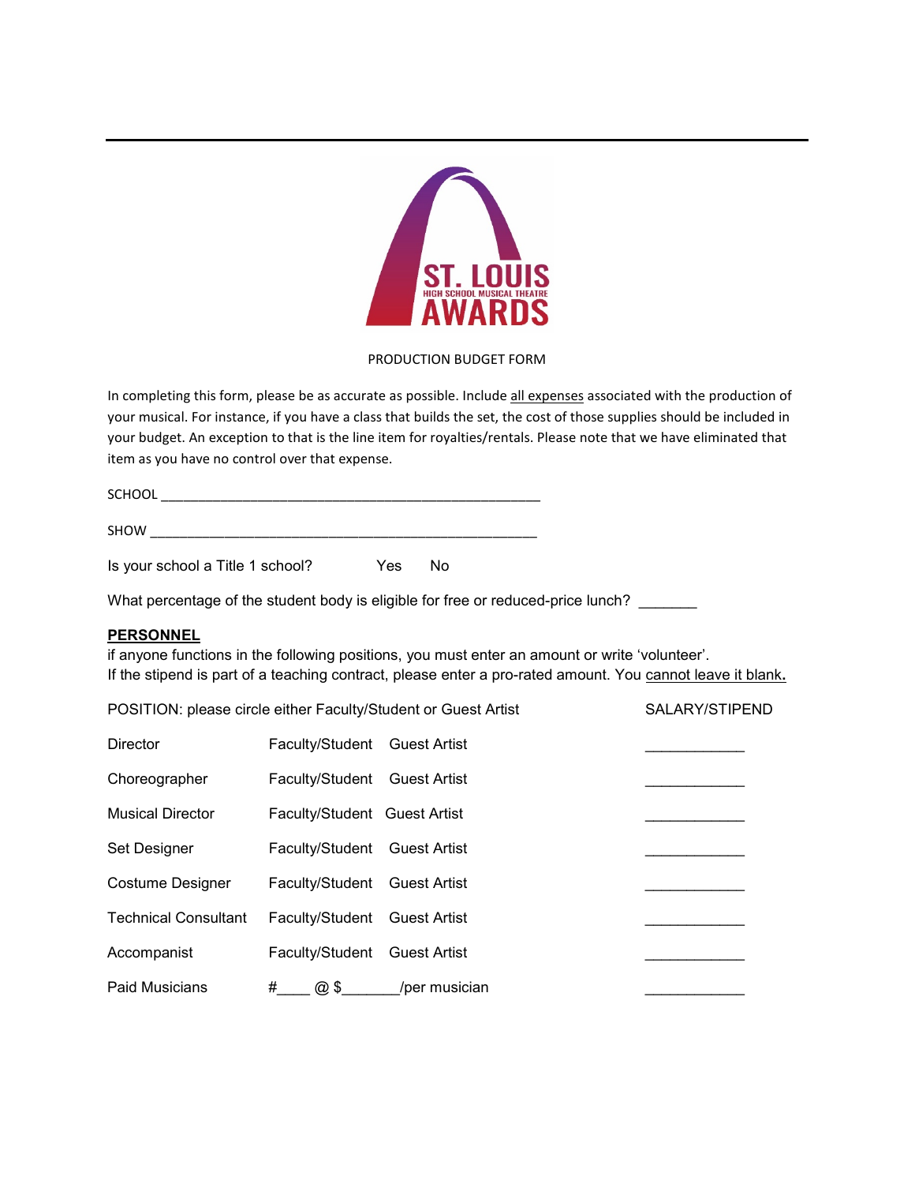ST. LOUIS HIGH SCHOOL MUSICAL THEATRE AWARDS

PRODUCTION BUDGET FORM

In completing this form, please be as accurate as possible. Include all expenses associated with the production of your musical. For instance, if you have a class that builds the set, the cost of those supplies should be included in your budget. An exception to that is the line item for royalties/rentals. Please note that we have eliminated that item as you have no control over that expense.

SCHOOL ___________________________________________________

SHOW ____________________________________________________

Is your school a Title 1 school?   Yes   No

What percentage of the student body is eligible for free or reduced-price lunch? _______

## PERSONNEL

if anyone functions in the following positions, you must enter an amount or write 'volunteer'.
If the stipend is part of a teaching contract, please enter a pro-rated amount. You cannot leave it blank.

| POSITION: please circle either Faculty/Student or Guest Artist | | | SALARY/STIPEND |
|---|---|---|---|
| Director | Faculty/Student | Guest Artist | ____________ |
| Choreographer | Faculty/Student | Guest Artist | ____________ |
| Musical Director | Faculty/Student | Guest Artist | ____________ |
| Set Designer | Faculty/Student | Guest Artist | ____________ |
| Costume Designer | Faculty/Student | Guest Artist | ____________ |
| Technical Consultant | Faculty/Student | Guest Artist | ____________ |
| Accompanist | Faculty/Student | Guest Artist | ____________ |
| Paid Musicians | #____ @ $_______/per musician | | ____________ |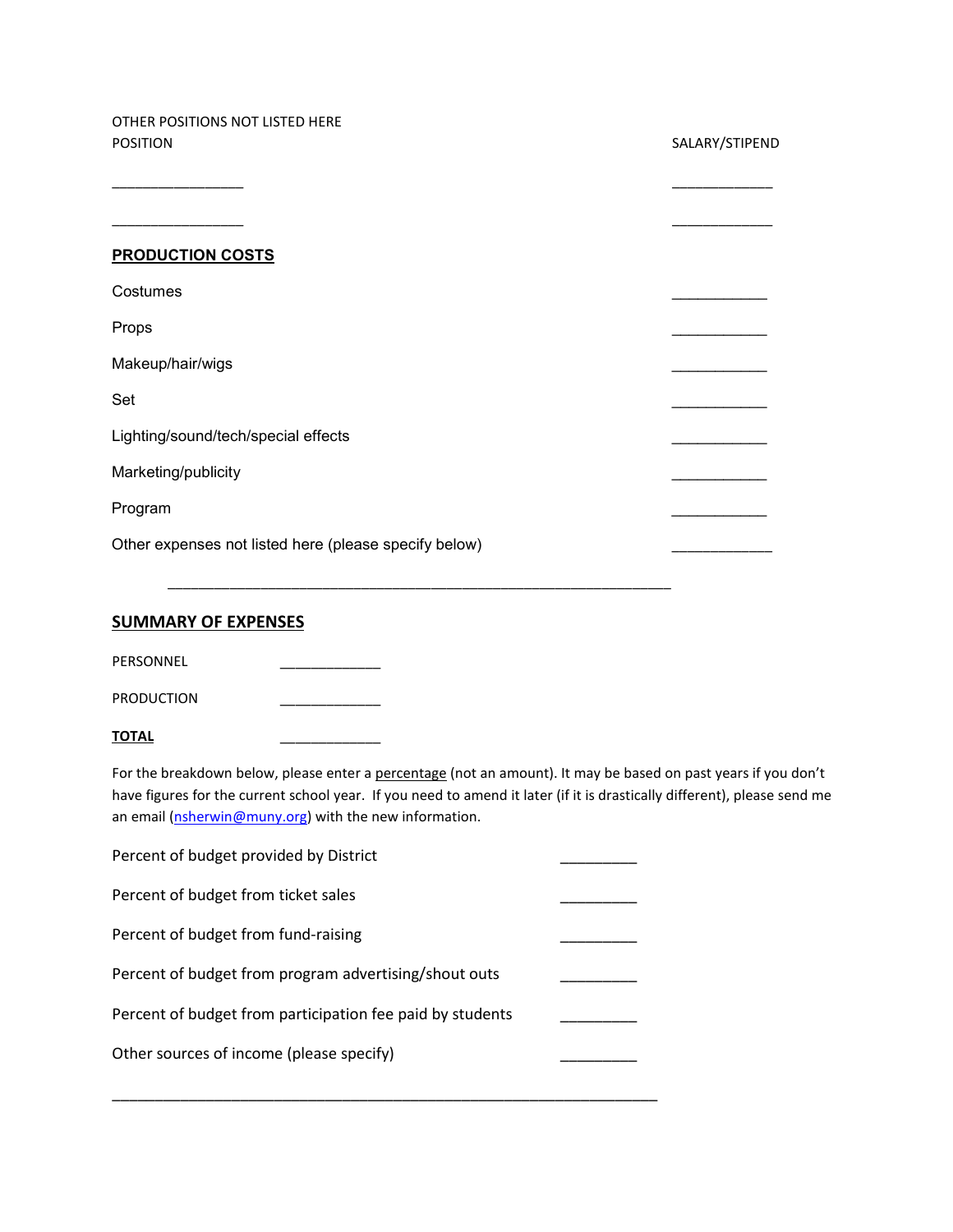OTHER POSITIONS NOT LISTED HERE

| POSITION | SALARY/STIPEND |
|---|---|
| ________________ | ____________ |
| ________________ | ____________ |

**PRODUCTION COSTS**

| | |
|---|---|
| Costumes | ___________ |
| Props | ___________ |
| Makeup/hair/wigs | ___________ |
| Set | ___________ |
| Lighting/sound/tech/special effects | ___________ |
| Marketing/publicity | ___________ |
| Program | ___________ |
| Other expenses not listed here (please specify below) | ____________ |

_______________________________________________________________

**SUMMARY OF EXPENSES**

| | |
|---|---|
| PERSONNEL | _____________ |
| PRODUCTION | _____________ |
| **TOTAL** | _____________ |

For the breakdown below, please enter a percentage (not an amount). It may be based on past years if you don't have figures for the current school year. If you need to amend it later (if it is drastically different), please send me an email (nsherwin@muny.org) with the new information.

| | |
|---|---|
| Percent of budget provided by District | _________ |
| Percent of budget from ticket sales | _________ |
| Percent of budget from fund-raising | _________ |
| Percent of budget from program advertising/shout outs | _________ |
| Percent of budget from participation fee paid by students | _________ |
| Other sources of income (please specify) | _________ |

_____________________________________________________________________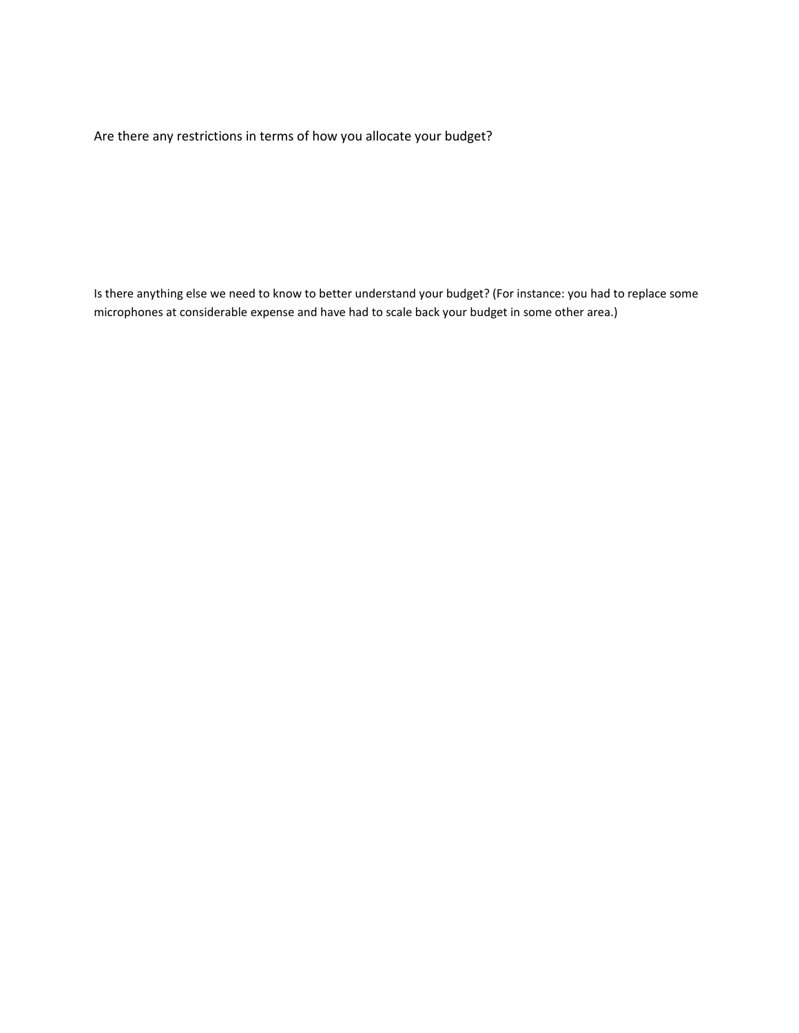Are there any restrictions in terms of how you allocate your budget?

Is there anything else we need to know to better understand your budget? (For instance: you had to replace some microphones at considerable expense and have had to scale back your budget in some other area.)